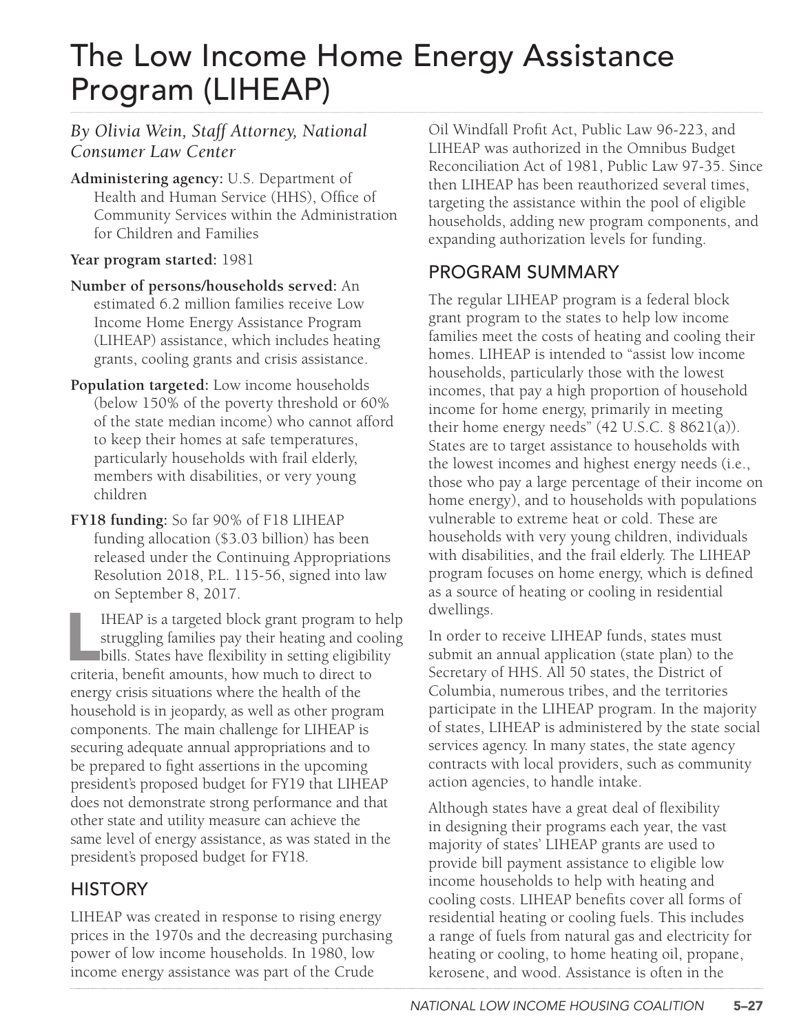# The Low Income Home Energy Assistance Program (LIHEAP)

*By Olivia Wein, Staff Attorney, National Consumer Law Center*

**Administering agency:** U.S. Department of Health and Human Service (HHS), Office of Community Services within the Administration for Children and Families

**Year program started:** 1981

**Number of persons/households served:** An estimated 6.2 million families receive Low Income Home Energy Assistance Program (LIHEAP) assistance, which includes heating grants, cooling grants and crisis assistance.

**Population targeted:** Low income households (below 150% of the poverty threshold or 60% of the state median income) who cannot afford to keep their homes at safe temperatures, particularly households with frail elderly, members with disabilities, or very young children

**FY18 funding:** So far 90% of F18 LIHEAP funding allocation ($3.03 billion) has been released under the Continuing Appropriations Resolution 2018, P.L. 115-56, signed into law on September 8, 2017.

LIHEAP is a targeted block grant program to help struggling families pay their heating and cooling bills. States have flexibility in setting eligibility criteria, benefit amounts, how much to direct to energy crisis situations where the health of the household is in jeopardy, as well as other program components. The main challenge for LIHEAP is securing adequate annual appropriations and to be prepared to fight assertions in the upcoming president's proposed budget for FY19 that LIHEAP does not demonstrate strong performance and that other state and utility measure can achieve the same level of energy assistance, as was stated in the president's proposed budget for FY18.

## HISTORY

LIHEAP was created in response to rising energy prices in the 1970s and the decreasing purchasing power of low income households. In 1980, low income energy assistance was part of the Crude Oil Windfall Profit Act, Public Law 96-223, and LIHEAP was authorized in the Omnibus Budget Reconciliation Act of 1981, Public Law 97-35. Since then LIHEAP has been reauthorized several times, targeting the assistance within the pool of eligible households, adding new program components, and expanding authorization levels for funding.

## PROGRAM SUMMARY

The regular LIHEAP program is a federal block grant program to the states to help low income families meet the costs of heating and cooling their homes. LIHEAP is intended to "assist low income households, particularly those with the lowest incomes, that pay a high proportion of household income for home energy, primarily in meeting their home energy needs" (42 U.S.C. § 8621(a)). States are to target assistance to households with the lowest incomes and highest energy needs (i.e., those who pay a large percentage of their income on home energy), and to households with populations vulnerable to extreme heat or cold. These are households with very young children, individuals with disabilities, and the frail elderly. The LIHEAP program focuses on home energy, which is defined as a source of heating or cooling in residential dwellings.

In order to receive LIHEAP funds, states must submit an annual application (state plan) to the Secretary of HHS. All 50 states, the District of Columbia, numerous tribes, and the territories participate in the LIHEAP program. In the majority of states, LIHEAP is administered by the state social services agency. In many states, the state agency contracts with local providers, such as community action agencies, to handle intake.

Although states have a great deal of flexibility in designing their programs each year, the vast majority of states' LIHEAP grants are used to provide bill payment assistance to eligible low income households to help with heating and cooling costs. LIHEAP benefits cover all forms of residential heating or cooling fuels. This includes a range of fuels from natural gas and electricity for heating or cooling, to home heating oil, propane, kerosene, and wood. Assistance is often in the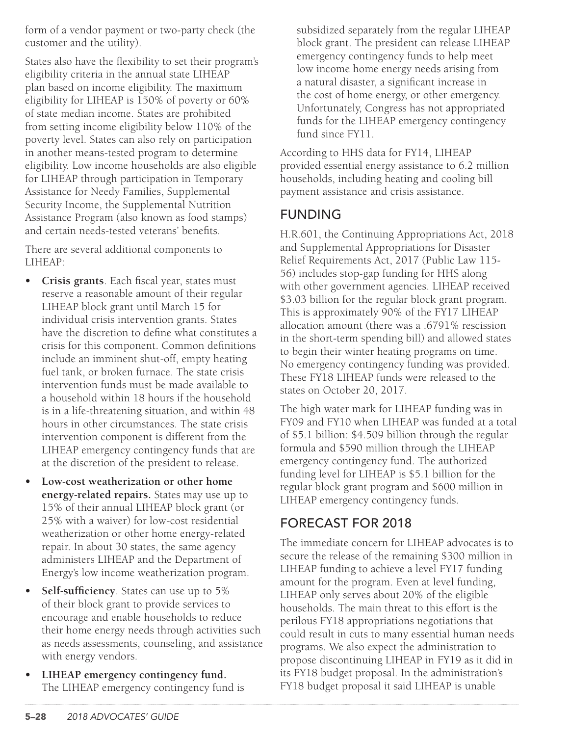form of a vendor payment or two-party check (the customer and the utility).

States also have the flexibility to set their program's eligibility criteria in the annual state LIHEAP plan based on income eligibility. The maximum eligibility for LIHEAP is 150% of poverty or 60% of state median income. States are prohibited from setting income eligibility below 110% of the poverty level. States can also rely on participation in another means-tested program to determine eligibility. Low income households are also eligible for LIHEAP through participation in Temporary Assistance for Needy Families, Supplemental Security Income, the Supplemental Nutrition Assistance Program (also known as food stamps) and certain needs-tested veterans' benefits.

There are several additional components to LIHEAP:

- **Crisis grants**. Each fiscal year, states must reserve a reasonable amount of their regular LIHEAP block grant until March 15 for individual crisis intervention grants. States have the discretion to define what constitutes a crisis for this component. Common definitions include an imminent shut-off, empty heating fuel tank, or broken furnace. The state crisis intervention funds must be made available to a household within 18 hours if the household is in a life-threatening situation, and within 48 hours in other circumstances. The state crisis intervention component is different from the LIHEAP emergency contingency funds that are at the discretion of the president to release.
- **Low-cost weatherization or other home energy-related repairs.** States may use up to 15% of their annual LIHEAP block grant (or 25% with a waiver) for low-cost residential weatherization or other home energy-related repair. In about 30 states, the same agency administers LIHEAP and the Department of Energy's low income weatherization program.
- **Self-sufficiency**. States can use up to 5% of their block grant to provide services to encourage and enable households to reduce their home energy needs through activities such as needs assessments, counseling, and assistance with energy vendors.
- **LIHEAP emergency contingency fund.** The LIHEAP emergency contingency fund is subsidized separately from the regular LIHEAP block grant. The president can release LIHEAP emergency contingency funds to help meet low income home energy needs arising from a natural disaster, a significant increase in the cost of home energy, or other emergency. Unfortunately, Congress has not appropriated funds for the LIHEAP emergency contingency fund since FY11.

According to HHS data for FY14, LIHEAP provided essential energy assistance to 6.2 million households, including heating and cooling bill payment assistance and crisis assistance.

## FUNDING

H.R.601, the Continuing Appropriations Act, 2018 and Supplemental Appropriations for Disaster Relief Requirements Act, 2017 (Public Law 115-56) includes stop-gap funding for HHS along with other government agencies. LIHEAP received $3.03 billion for the regular block grant program. This is approximately 90% of the FY17 LIHEAP allocation amount (there was a .6791% rescission in the short-term spending bill) and allowed states to begin their winter heating programs on time. No emergency contingency funding was provided. These FY18 LIHEAP funds were released to the states on October 20, 2017.

The high water mark for LIHEAP funding was in FY09 and FY10 when LIHEAP was funded at a total of $5.1 billion: $4.509 billion through the regular formula and $590 million through the LIHEAP emergency contingency fund. The authorized funding level for LIHEAP is $5.1 billion for the regular block grant program and $600 million in LIHEAP emergency contingency funds.

## FORECAST FOR 2018

The immediate concern for LIHEAP advocates is to secure the release of the remaining $300 million in LIHEAP funding to achieve a level FY17 funding amount for the program. Even at level funding, LIHEAP only serves about 20% of the eligible households. The main threat to this effort is the perilous FY18 appropriations negotiations that could result in cuts to many essential human needs programs. We also expect the administration to propose discontinuing LIHEAP in FY19 as it did in its FY18 budget proposal. In the administration's FY18 budget proposal it said LIHEAP is unable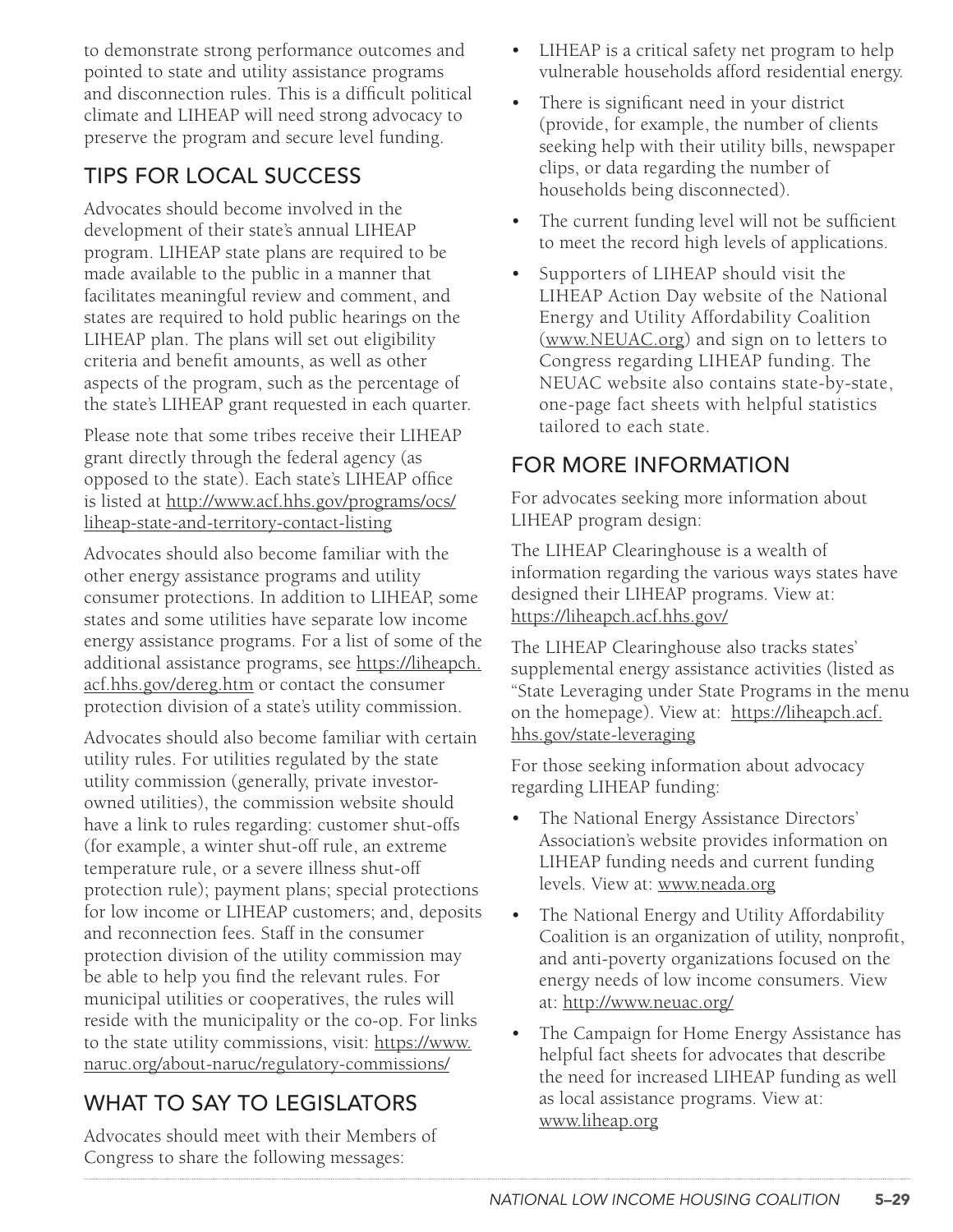to demonstrate strong performance outcomes and pointed to state and utility assistance programs and disconnection rules. This is a difficult political climate and LIHEAP will need strong advocacy to preserve the program and secure level funding.

## TIPS FOR LOCAL SUCCESS

Advocates should become involved in the development of their state's annual LIHEAP program. LIHEAP state plans are required to be made available to the public in a manner that facilitates meaningful review and comment, and states are required to hold public hearings on the LIHEAP plan. The plans will set out eligibility criteria and benefit amounts, as well as other aspects of the program, such as the percentage of the state's LIHEAP grant requested in each quarter.

Please note that some tribes receive their LIHEAP grant directly through the federal agency (as opposed to the state). Each state's LIHEAP office is listed at http://www.acf.hhs.gov/programs/ocs/liheap-state-and-territory-contact-listing

Advocates should also become familiar with the other energy assistance programs and utility consumer protections. In addition to LIHEAP, some states and some utilities have separate low income energy assistance programs. For a list of some of the additional assistance programs, see https://liheapch.acf.hhs.gov/dereg.htm or contact the consumer protection division of a state's utility commission.

Advocates should also become familiar with certain utility rules. For utilities regulated by the state utility commission (generally, private investor-owned utilities), the commission website should have a link to rules regarding: customer shut-offs (for example, a winter shut-off rule, an extreme temperature rule, or a severe illness shut-off protection rule); payment plans; special protections for low income or LIHEAP customers; and, deposits and reconnection fees. Staff in the consumer protection division of the utility commission may be able to help you find the relevant rules. For municipal utilities or cooperatives, the rules will reside with the municipality or the co-op. For links to the state utility commissions, visit: https://www.naruc.org/about-naruc/regulatory-commissions/

## WHAT TO SAY TO LEGISLATORS

Advocates should meet with their Members of Congress to share the following messages:

- LIHEAP is a critical safety net program to help vulnerable households afford residential energy.
- There is significant need in your district (provide, for example, the number of clients seeking help with their utility bills, newspaper clips, or data regarding the number of households being disconnected).
- The current funding level will not be sufficient to meet the record high levels of applications.
- Supporters of LIHEAP should visit the LIHEAP Action Day website of the National Energy and Utility Affordability Coalition (www.NEUAC.org) and sign on to letters to Congress regarding LIHEAP funding. The NEUAC website also contains state-by-state, one-page fact sheets with helpful statistics tailored to each state.

## FOR MORE INFORMATION

For advocates seeking more information about LIHEAP program design:

The LIHEAP Clearinghouse is a wealth of information regarding the various ways states have designed their LIHEAP programs. View at: https://liheapch.acf.hhs.gov/

The LIHEAP Clearinghouse also tracks states' supplemental energy assistance activities (listed as "State Leveraging under State Programs in the menu on the homepage). View at: https://liheapch.acf.hhs.gov/state-leveraging

For those seeking information about advocacy regarding LIHEAP funding:

- The National Energy Assistance Directors' Association's website provides information on LIHEAP funding needs and current funding levels. View at: www.neada.org
- The National Energy and Utility Affordability Coalition is an organization of utility, nonprofit, and anti-poverty organizations focused on the energy needs of low income consumers. View at: http://www.neuac.org/
- The Campaign for Home Energy Assistance has helpful fact sheets for advocates that describe the need for increased LIHEAP funding as well as local assistance programs. View at: www.liheap.org